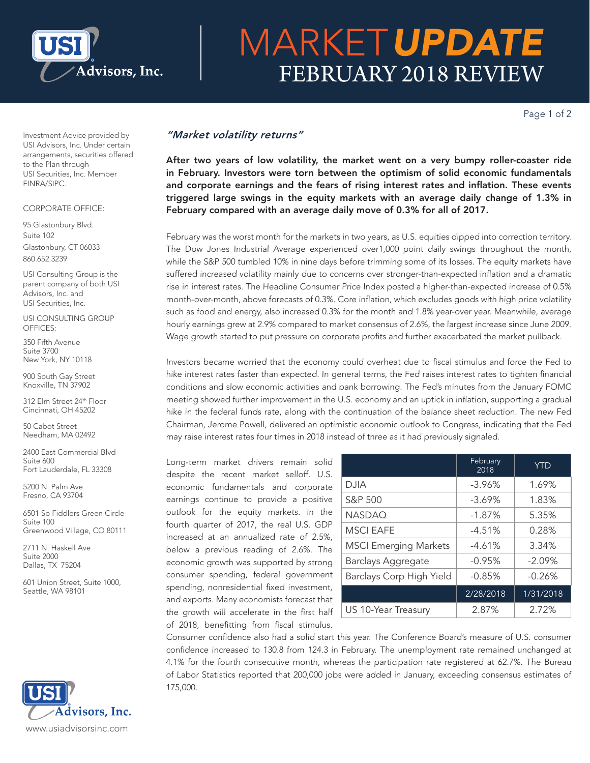# MARKET *UPDATE*
## FEBRUARY 2018 REVIEW

Investment Advice provided by USI Advisors, Inc. Under certain arrangements, securities offered to the Plan through USI Securities, Inc. Member FINRA/SIPC.

CORPORATE OFFICE:

95 Glastonbury Blvd.
Suite 102
Glastonbury, CT 06033
860.652.3239

USI Consulting Group is the parent company of both USI Advisors, Inc. and USI Securities, Inc.

USI CONSULTING GROUP OFFICES:

350 Fifth Avenue
Suite 3700
New York, NY 10118

900 South Gay Street
Knoxville, TN 37902

312 Elm Street 24th Floor
Cincinnati, OH 45202

50 Cabot Street
Needham, MA 02492

2400 East Commercial Blvd
Suite 600
Fort Lauderdale, FL 33308

5200 N. Palm Ave
Fresno, CA 93704

6501 So Fiddlers Green Circle
Suite 100
Greenwood Village, CO 80111

2711 N. Haskell Ave
Suite 2000
Dallas, TX 75204

601 Union Street, Suite 1000,
Seattle, WA 98101

www.usiadvisorsinc.com

### *"Market volatility returns"*

**After two years of low volatility, the market went on a very bumpy roller-coaster ride in February. Investors were torn between the optimism of solid economic fundamentals and corporate earnings and the fears of rising interest rates and inflation. These events triggered large swings in the equity markets with an average daily change of 1.3% in February compared with an average daily move of 0.3% for all of 2017.**

February was the worst month for the markets in two years, as U.S. equities dipped into correction territory. The Dow Jones Industrial Average experienced over1,000 point daily swings throughout the month, while the S&P 500 tumbled 10% in nine days before trimming some of its losses. The equity markets have suffered increased volatility mainly due to concerns over stronger-than-expected inflation and a dramatic rise in interest rates. The Headline Consumer Price Index posted a higher-than-expected increase of 0.5% month-over-month, above forecasts of 0.3%. Core inflation, which excludes goods with high price volatility such as food and energy, also increased 0.3% for the month and 1.8% year-over year. Meanwhile, average hourly earnings grew at 2.9% compared to market consensus of 2.6%, the largest increase since June 2009. Wage growth started to put pressure on corporate profits and further exacerbated the market pullback.

Investors became worried that the economy could overheat due to fiscal stimulus and force the Fed to hike interest rates faster than expected. In general terms, the Fed raises interest rates to tighten financial conditions and slow economic activities and bank borrowing. The Fed's minutes from the January FOMC meeting showed further improvement in the U.S. economy and an uptick in inflation, supporting a gradual hike in the federal funds rate, along with the continuation of the balance sheet reduction. The new Fed Chairman, Jerome Powell, delivered an optimistic economic outlook to Congress, indicating that the Fed may raise interest rates four times in 2018 instead of three as it had previously signaled.

|  | February 2018 | YTD |
|---|---|---|
| DJIA | -3.96% | 1.69% |
| S&P 500 | -3.69% | 1.83% |
| NASDAQ | -1.87% | 5.35% |
| MSCI EAFE | -4.51% | 0.28% |
| MSCI Emerging Markets | -4.61% | 3.34% |
| Barclays Aggregate | -0.95% | -2.09% |
| Barclays Corp High Yield | -0.85% | -0.26% |
|  | 2/28/2018 | 1/31/2018 |
| US 10-Year Treasury | 2.87% | 2.72% |

Long-term market drivers remain solid despite the recent market selloff. U.S. economic fundamentals and corporate earnings continue to provide a positive outlook for the equity markets. In the fourth quarter of 2017, the real U.S. GDP increased at an annualized rate of 2.5%, below a previous reading of 2.6%. The economic growth was supported by strong consumer spending, federal government spending, nonresidential fixed investment, and exports. Many economists forecast that the growth will accelerate in the first half of 2018, benefitting from fiscal stimulus. Consumer confidence also had a solid start this year. The Conference Board's measure of U.S. consumer confidence increased to 130.8 from 124.3 in February. The unemployment rate remained unchanged at 4.1% for the fourth consecutive month, whereas the participation rate registered at 62.7%. The Bureau of Labor Statistics reported that 200,000 jobs were added in January, exceeding consensus estimates of 175,000.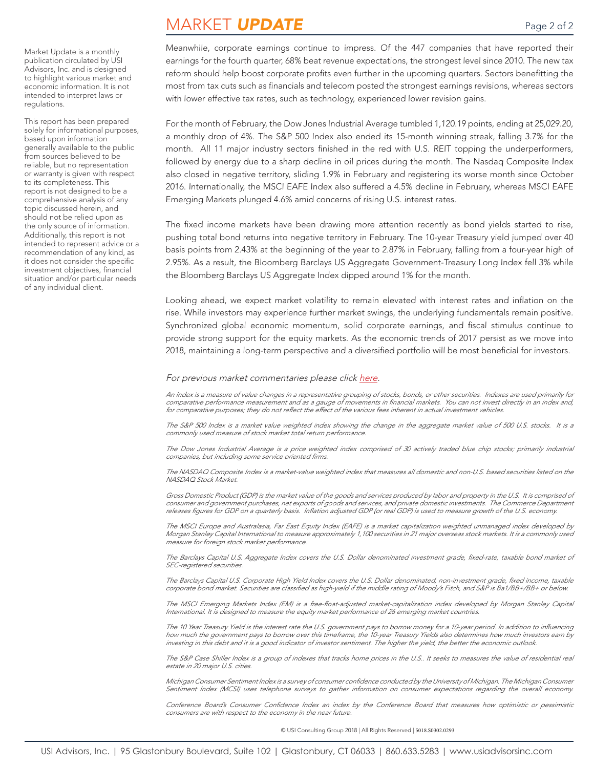Market Update is a monthly publication circulated by USI Advisors, Inc. and is designed to highlight various market and economic information. It is not intended to interpret laws or regulations.

This report has been prepared solely for informational purposes, based upon information generally available to the public from sources believed to be reliable, but no representation or warranty is given with respect to its completeness. This report is not designed to be a comprehensive analysis of any topic discussed herein, and should not be relied upon as the only source of information. Additionally, this report is not intended to represent advice or a recommendation of any kind, as it does not consider the specific investment objectives, financial situation and/or particular needs of any individual client.

Meanwhile, corporate earnings continue to impress. Of the 447 companies that have reported their earnings for the fourth quarter, 68% beat revenue expectations, the strongest level since 2010. The new tax reform should help boost corporate profits even further in the upcoming quarters. Sectors benefitting the most from tax cuts such as financials and telecom posted the strongest earnings revisions, whereas sectors with lower effective tax rates, such as technology, experienced lower revision gains.

For the month of February, the Dow Jones Industrial Average tumbled 1,120.19 points, ending at 25,029.20, a monthly drop of 4%. The S&P 500 Index also ended its 15-month winning streak, falling 3.7% for the month. All 11 major industry sectors finished in the red with U.S. REIT topping the underperformers, followed by energy due to a sharp decline in oil prices during the month. The Nasdaq Composite Index also closed in negative territory, sliding 1.9% in February and registering its worse month since October 2016. Internationally, the MSCI EAFE Index also suffered a 4.5% decline in February, whereas MSCI EAFE Emerging Markets plunged 4.6% amid concerns of rising U.S. interest rates.

The fixed income markets have been drawing more attention recently as bond yields started to rise, pushing total bond returns into negative territory in February. The 10-year Treasury yield jumped over 40 basis points from 2.43% at the beginning of the year to 2.87% in February, falling from a four-year high of 2.95%. As a result, the Bloomberg Barclays US Aggregate Government-Treasury Long Index fell 3% while the Bloomberg Barclays US Aggregate Index dipped around 1% for the month.

Looking ahead, we expect market volatility to remain elevated with interest rates and inflation on the rise. While investors may experience further market swings, the underlying fundamentals remain positive. Synchronized global economic momentum, solid corporate earnings, and fiscal stimulus continue to provide strong support for the equity markets. As the economic trends of 2017 persist as we move into 2018, maintaining a long-term perspective and a diversified portfolio will be most beneficial for investors.

*For previous market commentaries please click here.*

*An index is a measure of value changes in a representative grouping of stocks, bonds, or other securities. Indexes are used primarily for comparative performance measurement and as a gauge of movements in financial markets. You can not invest directly in an index and, for comparative purposes; they do not reflect the effect of the various fees inherent in actual investment vehicles.*

*The S&P 500 Index is a market value weighted index showing the change in the aggregate market value of 500 U.S. stocks. It is a commonly used measure of stock market total return performance.*

*The Dow Jones Industrial Average is a price weighted index comprised of 30 actively traded blue chip stocks; primarily industrial companies, but including some service oriented firms.*

*The NASDAQ Composite Index is a market-value weighted index that measures all domestic and non-U.S. based securities listed on the NASDAQ Stock Market.*

*Gross Domestic Product (GDP) is the market value of the goods and services produced by labor and property in the U.S. It is comprised of consumer and government purchases, net exports of goods and services, and private domestic investments. The Commerce Department releases figures for GDP on a quarterly basis. Inflation adjusted GDP (or real GDP) is used to measure growth of the U.S. economy.*

*The MSCI Europe and Australasia, Far East Equity Index (EAFE) is a market capitalization weighted unmanaged index developed by Morgan Stanley Capital International to measure approximately 1,100 securities in 21 major overseas stock markets. It is a commonly used measure for foreign stock market performance.*

*The Barclays Capital U.S. Aggregate Index covers the U.S. Dollar denominated investment grade, fixed-rate, taxable bond market of SEC-registered securities.*

*The Barclays Capital U.S. Corporate High Yield Index covers the U.S. Dollar denominated, non-investment grade, fixed income, taxable corporate bond market. Securities are classified as high-yield if the middle rating of Moody's Fitch, and S&P is Ba1/BB+/BB+ or below.*

*The MSCI Emerging Markets Index (EM) is a free-float-adjusted market-capitalization index developed by Morgan Stanley Capital International. It is designed to measure the equity market performance of 26 emerging market countries.*

*The 10 Year Treasury Yield is the interest rate the U.S. government pays to borrow money for a 10-year period. In addition to influencing how much the government pays to borrow over this timeframe, the 10-year Treasury Yields also determines how much investors earn by investing in this debt and it is a good indicator of investor sentiment. The higher the yield, the better the economic outlook.*

*The S&P Case Shiller Index is a group of indexes that tracks home prices in the U.S.. It seeks to measures the value of residential real estate in 20 major U.S. cities.*

*Michigan Consumer Sentiment Index is a survey of consumer confidence conducted by the University of Michigan. The Michigan Consumer Sentiment Index (MCSI) uses telephone surveys to gather information on consumer expectations regarding the overall economy.*

*Conference Board's Consumer Confidence Index an index by the Conference Board that measures how optimistic or pessimistic consumers are with respect to the economy in the near future.*

© USI Consulting Group 2018 | All Rights Reserved | 5018.S0302.0293

USI Advisors, Inc. | 95 Glastonbury Boulevard, Suite 102 | Glastonbury, CT 06033 | 860.633.5283 | www.usiadvisorsinc.com